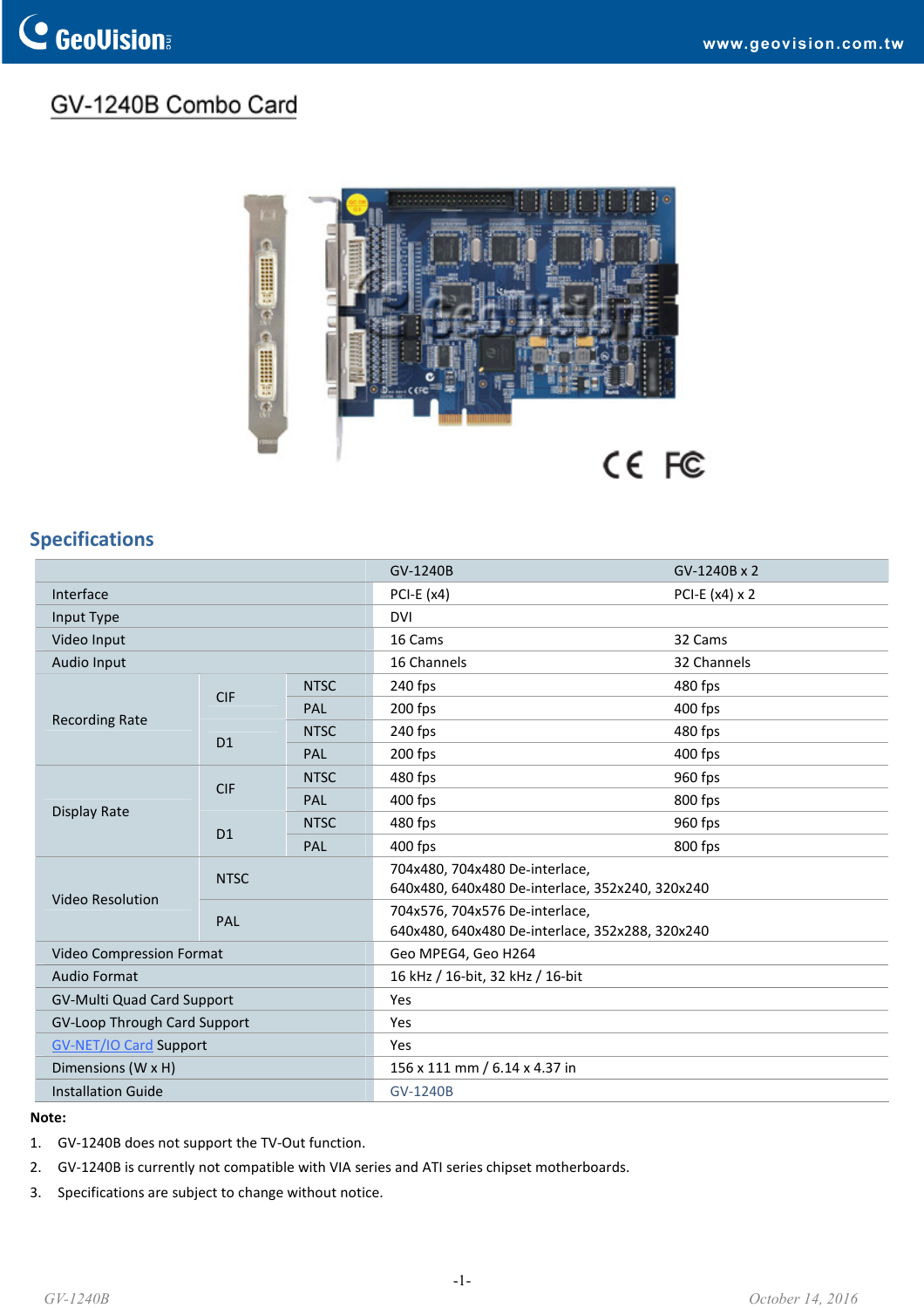# GV-1240B Combo Card

## Specifications

| | | | GV-1240B | GV-1240B x 2 |
|---|---|---|---|---|
| Interface | | | PCI-E (x4) | PCI-E (x4) x 2 |
| Input Type | | | DVI | |
| Video Input | | | 16 Cams | 32 Cams |
| Audio Input | | | 16 Channels | 32 Channels |
| Recording Rate | CIF | NTSC | 240 fps | 480 fps |
| | | PAL | 200 fps | 400 fps |
| | D1 | NTSC | 240 fps | 480 fps |
| | | PAL | 200 fps | 400 fps |
| Display Rate | CIF | NTSC | 480 fps | 960 fps |
| | | PAL | 400 fps | 800 fps |
| | D1 | NTSC | 480 fps | 960 fps |
| | | PAL | 400 fps | 800 fps |
| Video Resolution | NTSC | | 704x480, 704x480 De-interlace, 640x480, 640x480 De-interlace, 352x240, 320x240 | |
| | PAL | | 704x576, 704x576 De-interlace, 640x480, 640x480 De-interlace, 352x288, 320x240 | |
| Video Compression Format | | | Geo MPEG4, Geo H264 | |
| Audio Format | | | 16 kHz / 16-bit, 32 kHz / 16-bit | |
| GV-Multi Quad Card Support | | | Yes | |
| GV-Loop Through Card Support | | | Yes | |
| GV-NET/IO Card Support | | | Yes | |
| Dimensions (W x H) | | | 156 x 111 mm / 6.14 x 4.37 in | |
| Installation Guide | | | GV-1240B | |

**Note:**

1. GV-1240B does not support the TV-Out function.
2. GV-1240B is currently not compatible with VIA series and ATI series chipset motherboards.
3. Specifications are subject to change without notice.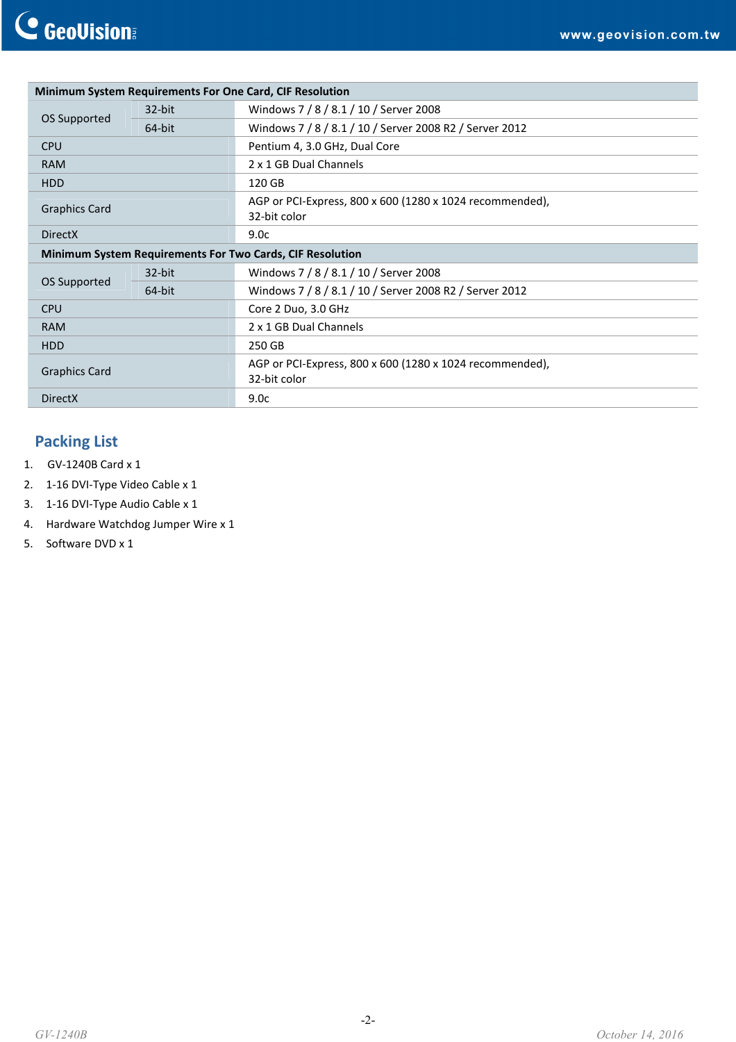| Minimum System Requirements For One Card, CIF Resolution | | |
| --- | --- | --- |
| OS Supported | 32-bit | Windows 7 / 8 / 8.1 / 10 / Server 2008 |
| | 64-bit | Windows 7 / 8 / 8.1 / 10 / Server 2008 R2 / Server 2012 |
| CPU | | Pentium 4, 3.0 GHz, Dual Core |
| RAM | | 2 x 1 GB Dual Channels |
| HDD | | 120 GB |
| Graphics Card | | AGP or PCI-Express, 800 x 600 (1280 x 1024 recommended), 32-bit color |
| DirectX | | 9.0c |
| **Minimum System Requirements For Two Cards, CIF Resolution** | | |
| OS Supported | 32-bit | Windows 7 / 8 / 8.1 / 10 / Server 2008 |
| | 64-bit | Windows 7 / 8 / 8.1 / 10 / Server 2008 R2 / Server 2012 |
| CPU | | Core 2 Duo, 3.0 GHz |
| RAM | | 2 x 1 GB Dual Channels |
| HDD | | 250 GB |
| Graphics Card | | AGP or PCI-Express, 800 x 600 (1280 x 1024 recommended), 32-bit color |
| DirectX | | 9.0c |

## Packing List

1. GV-1240B Card x 1
2. 1-16 DVI-Type Video Cable x 1
3. 1-16 DVI-Type Audio Cable x 1
4. Hardware Watchdog Jumper Wire x 1
5. Software DVD x 1